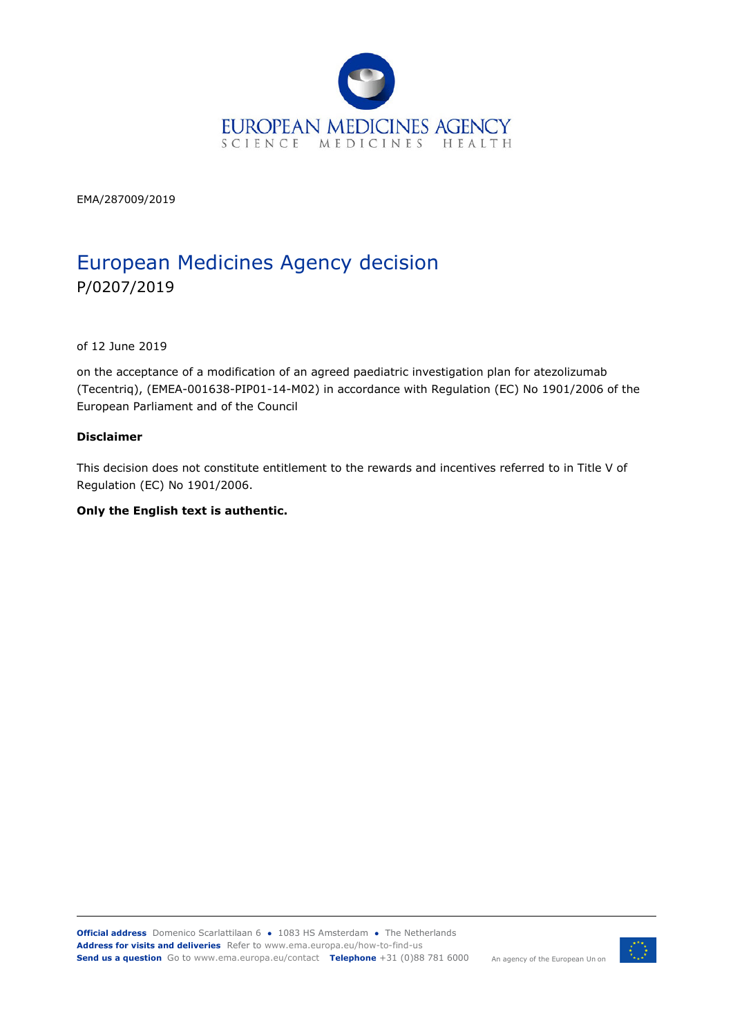EMA/287009/2019

# European Medicines Agency decision

P/0207/2019

of 12 June 2019

on the acceptance of a modification of an agreed paediatric investigation plan for atezolizumab (Tecentriq), (EMEA-001638-PIP01-14-M02) in accordance with Regulation (EC) No 1901/2006 of the European Parliament and of the Council

**Disclaimer**

This decision does not constitute entitlement to the rewards and incentives referred to in Title V of Regulation (EC) No 1901/2006.

**Only the English text is authentic.**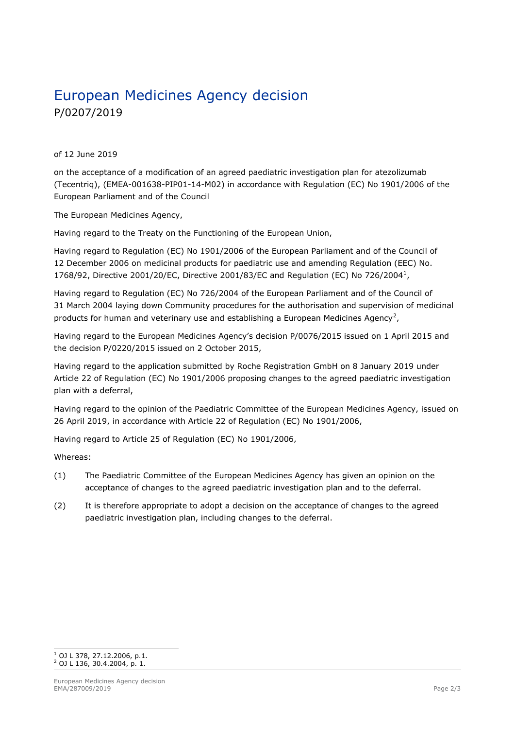# European Medicines Agency decision

P/0207/2019

of 12 June 2019

on the acceptance of a modification of an agreed paediatric investigation plan for atezolizumab (Tecentriq), (EMEA-001638-PIP01-14-M02) in accordance with Regulation (EC) No 1901/2006 of the European Parliament and of the Council

The European Medicines Agency,

Having regard to the Treaty on the Functioning of the European Union,

Having regard to Regulation (EC) No 1901/2006 of the European Parliament and of the Council of 12 December 2006 on medicinal products for paediatric use and amending Regulation (EEC) No. 1768/92, Directive 2001/20/EC, Directive 2001/83/EC and Regulation (EC) No 726/2004[1],

Having regard to Regulation (EC) No 726/2004 of the European Parliament and of the Council of 31 March 2004 laying down Community procedures for the authorisation and supervision of medicinal products for human and veterinary use and establishing a European Medicines Agency[2],

Having regard to the European Medicines Agency's decision P/0076/2015 issued on 1 April 2015 and the decision P/0220/2015 issued on 2 October 2015,

Having regard to the application submitted by Roche Registration GmbH on 8 January 2019 under Article 22 of Regulation (EC) No 1901/2006 proposing changes to the agreed paediatric investigation plan with a deferral,

Having regard to the opinion of the Paediatric Committee of the European Medicines Agency, issued on 26 April 2019, in accordance with Article 22 of Regulation (EC) No 1901/2006,

Having regard to Article 25 of Regulation (EC) No 1901/2006,

Whereas:

(1) The Paediatric Committee of the European Medicines Agency has given an opinion on the acceptance of changes to the agreed paediatric investigation plan and to the deferral.

(2) It is therefore appropriate to adopt a decision on the acceptance of changes to the agreed paediatric investigation plan, including changes to the deferral.

[1] OJ L 378, 27.12.2006, p.1.
[2] OJ L 136, 30.4.2004, p. 1.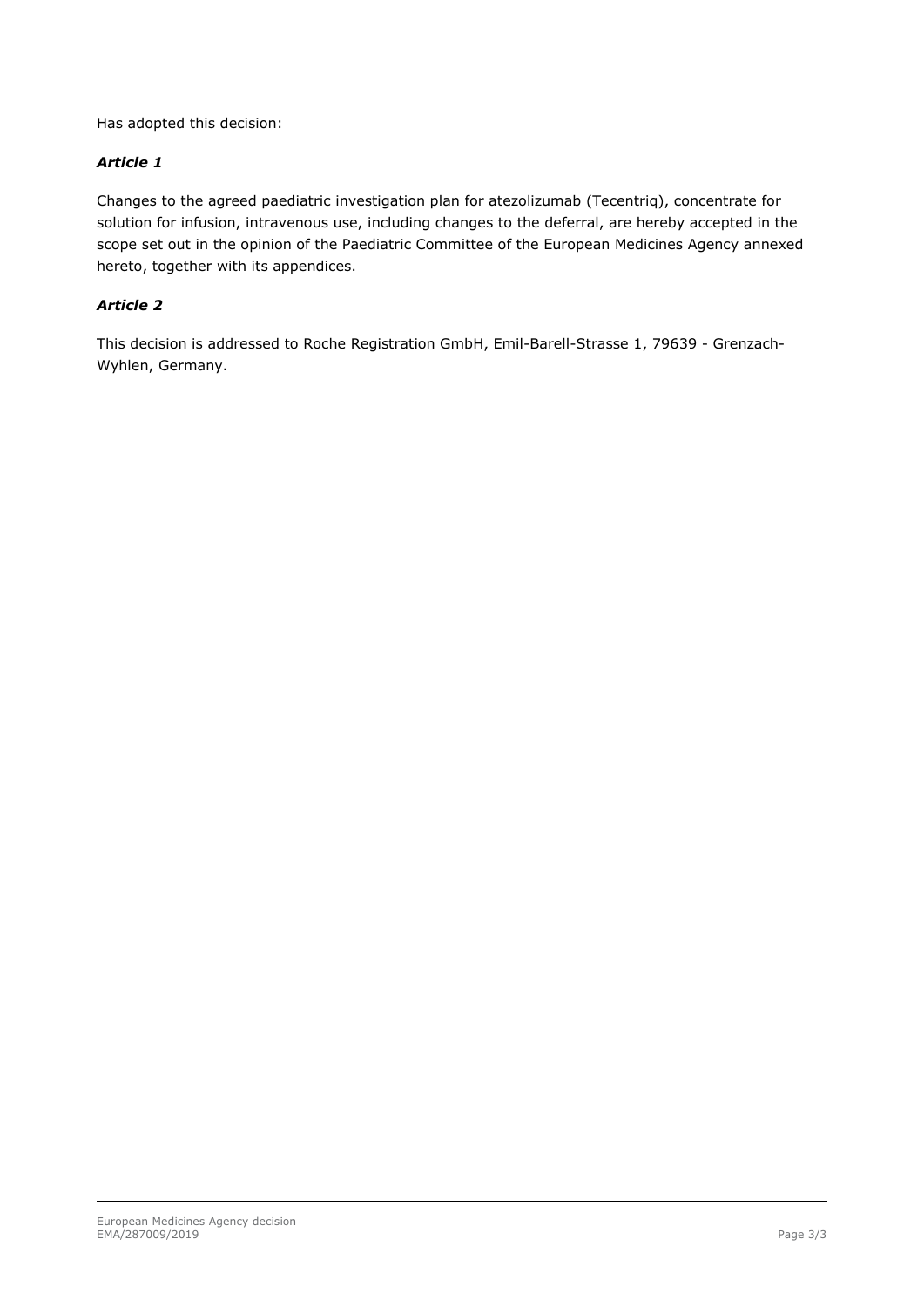Has adopted this decision:

### *Article 1*

Changes to the agreed paediatric investigation plan for atezolizumab (Tecentriq), concentrate for solution for infusion, intravenous use, including changes to the deferral, are hereby accepted in the scope set out in the opinion of the Paediatric Committee of the European Medicines Agency annexed hereto, together with its appendices.

### *Article 2*

This decision is addressed to Roche Registration GmbH, Emil-Barell-Strasse 1, 79639 - Grenzach-Wyhlen, Germany.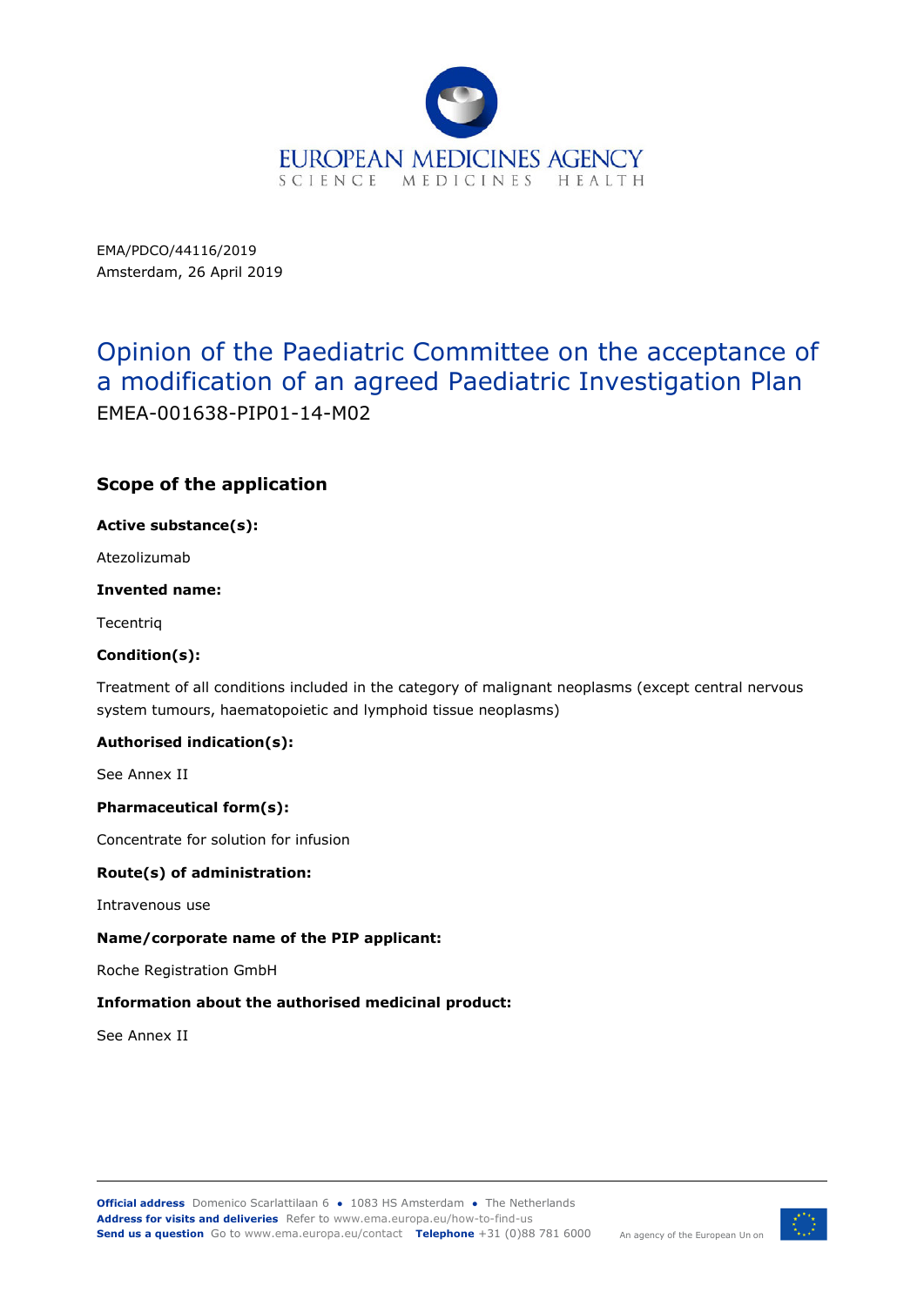EMA/PDCO/44116/2019

Amsterdam, 26 April 2019

# Opinion of the Paediatric Committee on the acceptance of a modification of an agreed Paediatric Investigation Plan

EMEA-001638-PIP01-14-M02

## Scope of the application

**Active substance(s):**

Atezolizumab

**Invented name:**

Tecentriq

**Condition(s):**

Treatment of all conditions included in the category of malignant neoplasms (except central nervous system tumours, haematopoietic and lymphoid tissue neoplasms)

**Authorised indication(s):**

See Annex II

**Pharmaceutical form(s):**

Concentrate for solution for infusion

**Route(s) of administration:**

Intravenous use

**Name/corporate name of the PIP applicant:**

Roche Registration GmbH

**Information about the authorised medicinal product:**

See Annex II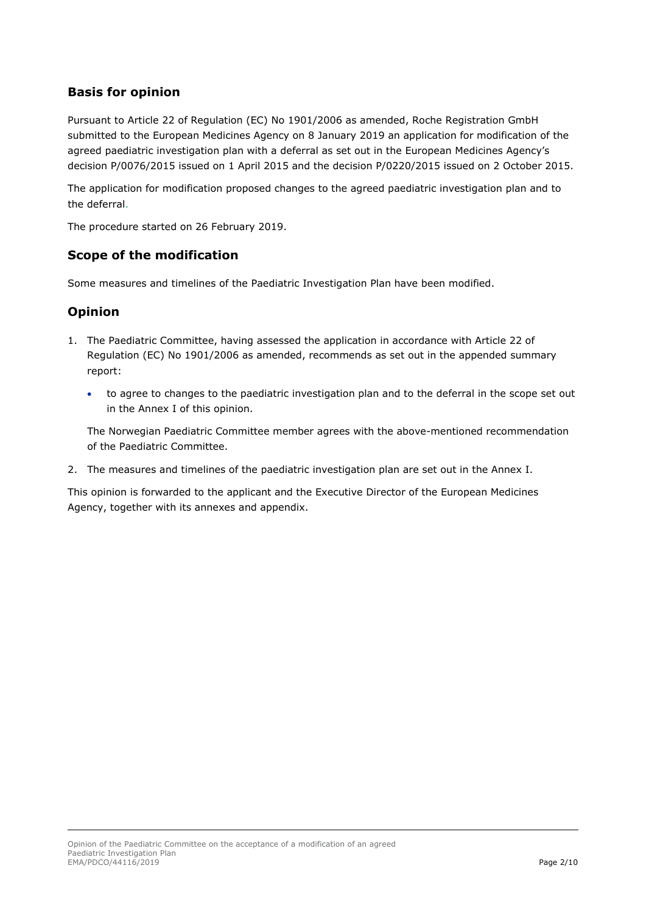## Basis for opinion

Pursuant to Article 22 of Regulation (EC) No 1901/2006 as amended, Roche Registration GmbH submitted to the European Medicines Agency on 8 January 2019 an application for modification of the agreed paediatric investigation plan with a deferral as set out in the European Medicines Agency's decision P/0076/2015 issued on 1 April 2015 and the decision P/0220/2015 issued on 2 October 2015.

The application for modification proposed changes to the agreed paediatric investigation plan and to the deferral.

The procedure started on 26 February 2019.

## Scope of the modification

Some measures and timelines of the Paediatric Investigation Plan have been modified.

## Opinion

1. The Paediatric Committee, having assessed the application in accordance with Article 22 of Regulation (EC) No 1901/2006 as amended, recommends as set out in the appended summary report:

   - to agree to changes to the paediatric investigation plan and to the deferral in the scope set out in the Annex I of this opinion.

   The Norwegian Paediatric Committee member agrees with the above-mentioned recommendation of the Paediatric Committee.

2. The measures and timelines of the paediatric investigation plan are set out in the Annex I.

This opinion is forwarded to the applicant and the Executive Director of the European Medicines Agency, together with its annexes and appendix.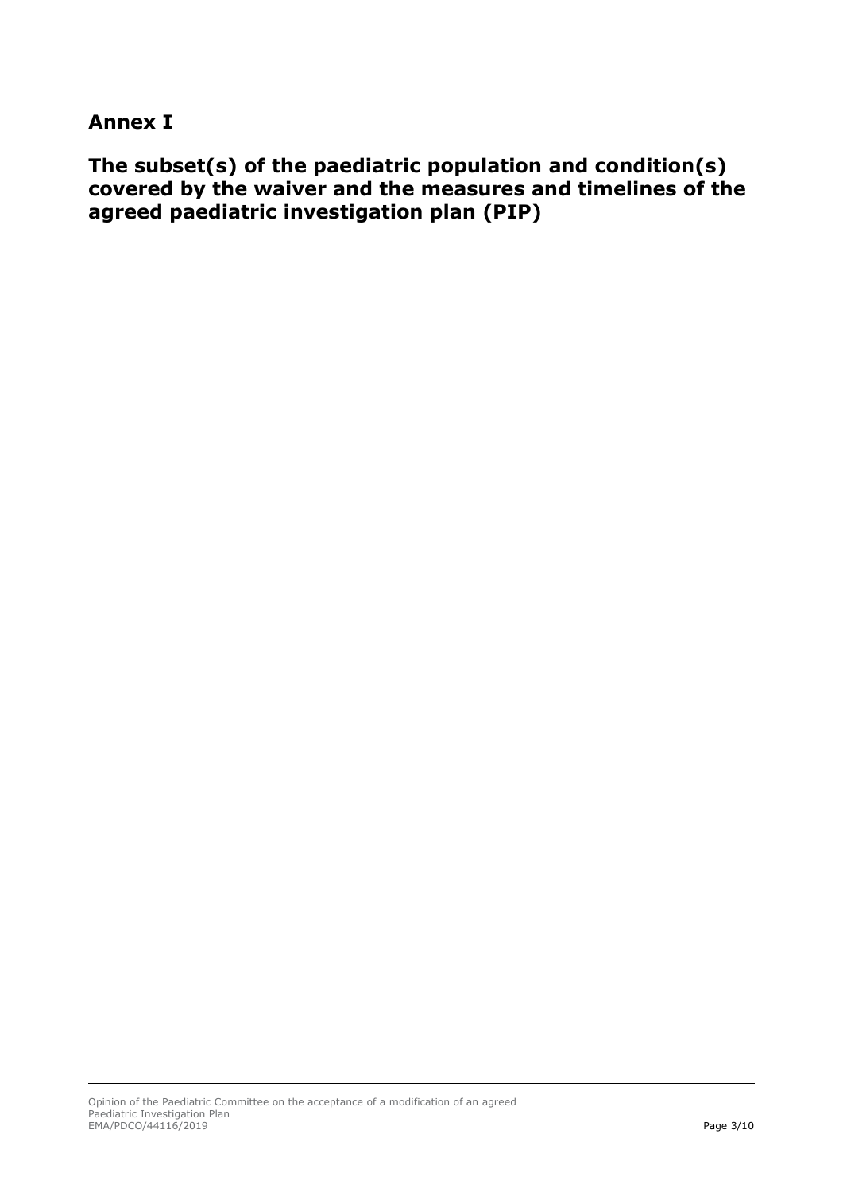## Annex I

## The subset(s) of the paediatric population and condition(s) covered by the waiver and the measures and timelines of the agreed paediatric investigation plan (PIP)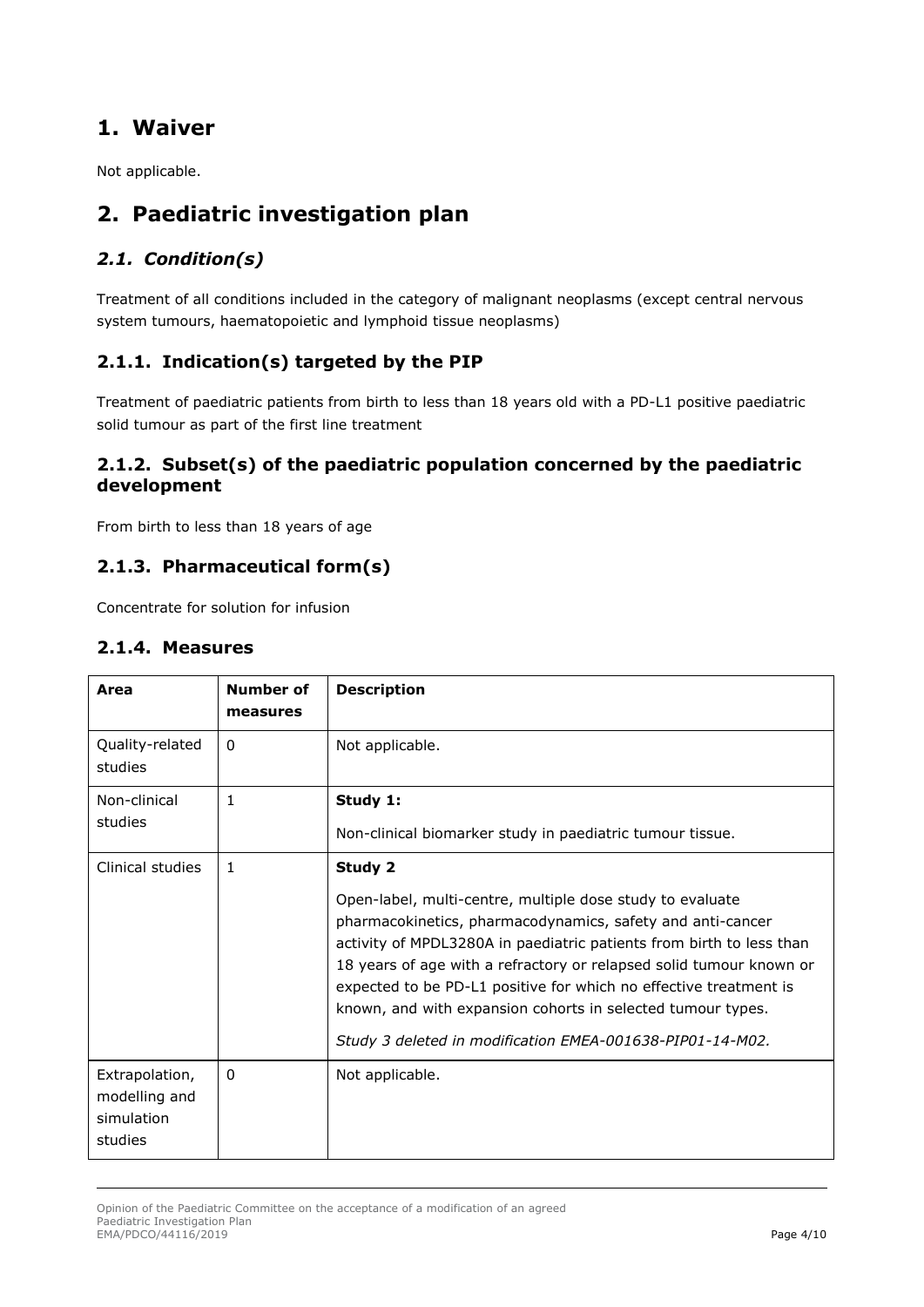# 1. Waiver

Not applicable.

# 2. Paediatric investigation plan

## *2.1. Condition(s)*

Treatment of all conditions included in the category of malignant neoplasms (except central nervous system tumours, haematopoietic and lymphoid tissue neoplasms)

### 2.1.1. Indication(s) targeted by the PIP

Treatment of paediatric patients from birth to less than 18 years old with a PD-L1 positive paediatric solid tumour as part of the first line treatment

### 2.1.2. Subset(s) of the paediatric population concerned by the paediatric development

From birth to less than 18 years of age

### 2.1.3. Pharmaceutical form(s)

Concentrate for solution for infusion

### 2.1.4. Measures

| Area | Number of measures | Description |
|---|---|---|
| Quality-related studies | 0 | Not applicable. |
| Non-clinical studies | 1 | **Study 1:**<br><br>Non-clinical biomarker study in paediatric tumour tissue. |
| Clinical studies | 1 | **Study 2**<br><br>Open-label, multi-centre, multiple dose study to evaluate pharmacokinetics, pharmacodynamics, safety and anti-cancer activity of MPDL3280A in paediatric patients from birth to less than 18 years of age with a refractory or relapsed solid tumour known or expected to be PD-L1 positive for which no effective treatment is known, and with expansion cohorts in selected tumour types.<br><br>*Study 3 deleted in modification EMEA-001638-PIP01-14-M02.* |
| Extrapolation, modelling and simulation studies | 0 | Not applicable. |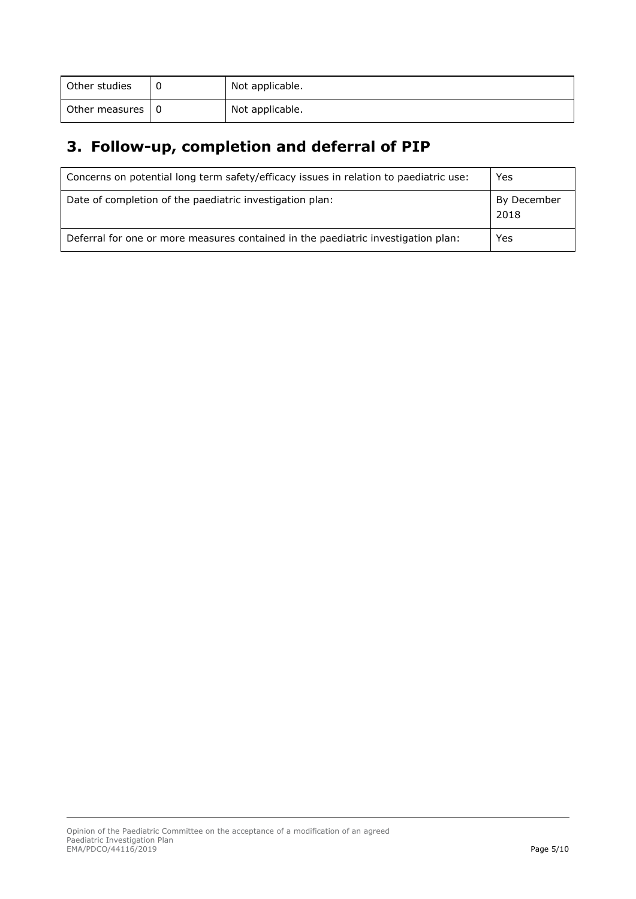| Other studies | 0 | Not applicable. |
| --- | --- | --- |
| Other measures | 0 | Not applicable. |

## 3. Follow-up, completion and deferral of PIP

| Concerns on potential long term safety/efficacy issues in relation to paediatric use: | Yes |
| --- | --- |
| Date of completion of the paediatric investigation plan: | By December 2018 |
| Deferral for one or more measures contained in the paediatric investigation plan: | Yes |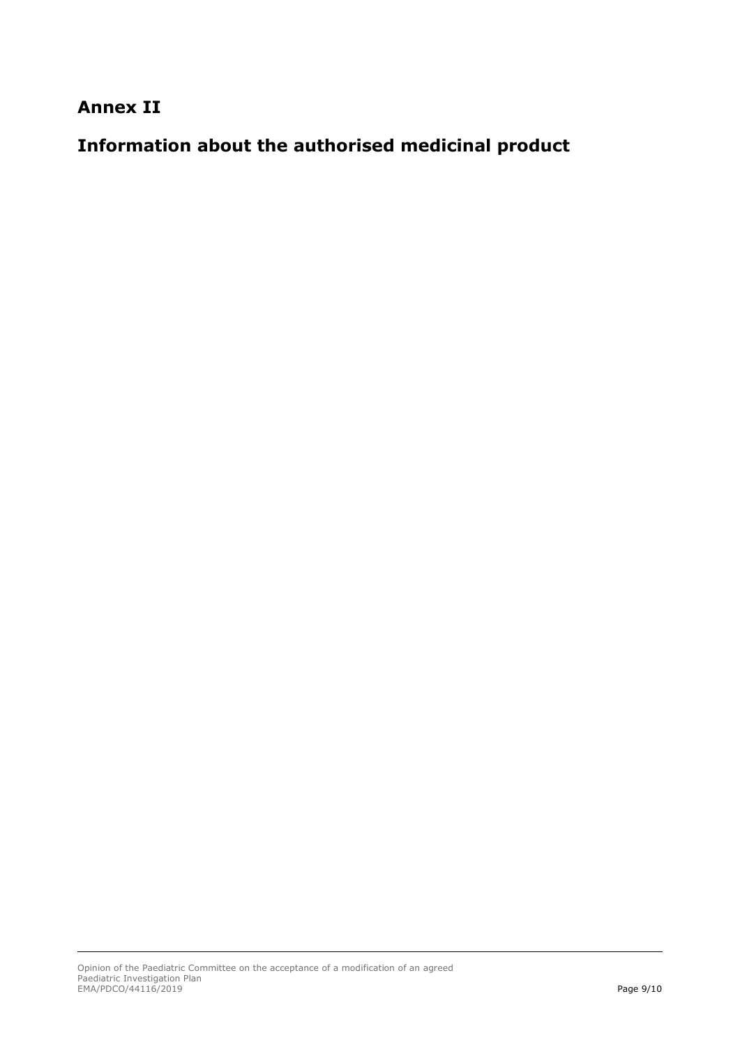# Annex II

# Information about the authorised medicinal product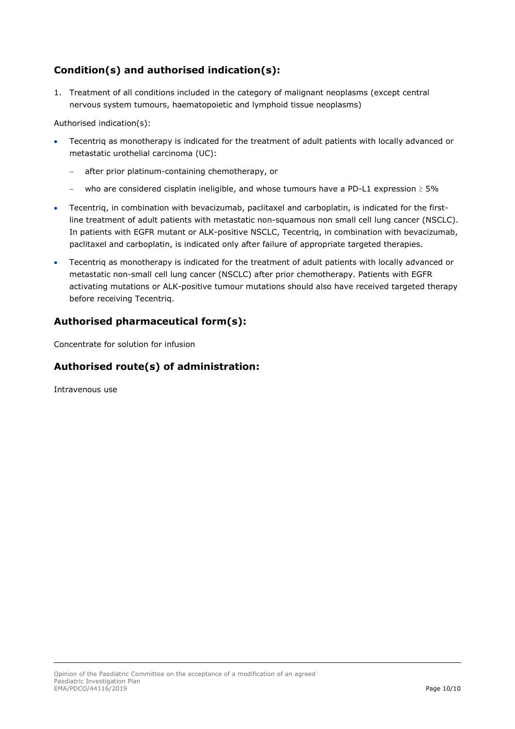## Condition(s) and authorised indication(s):

1. Treatment of all conditions included in the category of malignant neoplasms (except central nervous system tumours, haematopoietic and lymphoid tissue neoplasms)

Authorised indication(s):

- Tecentriq as monotherapy is indicated for the treatment of adult patients with locally advanced or metastatic urothelial carcinoma (UC):
  - after prior platinum-containing chemotherapy, or
  - who are considered cisplatin ineligible, and whose tumours have a PD-L1 expression $\geq$ 5%
- Tecentriq, in combination with bevacizumab, paclitaxel and carboplatin, is indicated for the first-line treatment of adult patients with metastatic non-squamous non small cell lung cancer (NSCLC). In patients with EGFR mutant or ALK-positive NSCLC, Tecentriq, in combination with bevacizumab, paclitaxel and carboplatin, is indicated only after failure of appropriate targeted therapies.
- Tecentriq as monotherapy is indicated for the treatment of adult patients with locally advanced or metastatic non-small cell lung cancer (NSCLC) after prior chemotherapy. Patients with EGFR activating mutations or ALK-positive tumour mutations should also have received targeted therapy before receiving Tecentriq.

## Authorised pharmaceutical form(s):

Concentrate for solution for infusion

## Authorised route(s) of administration:

Intravenous use